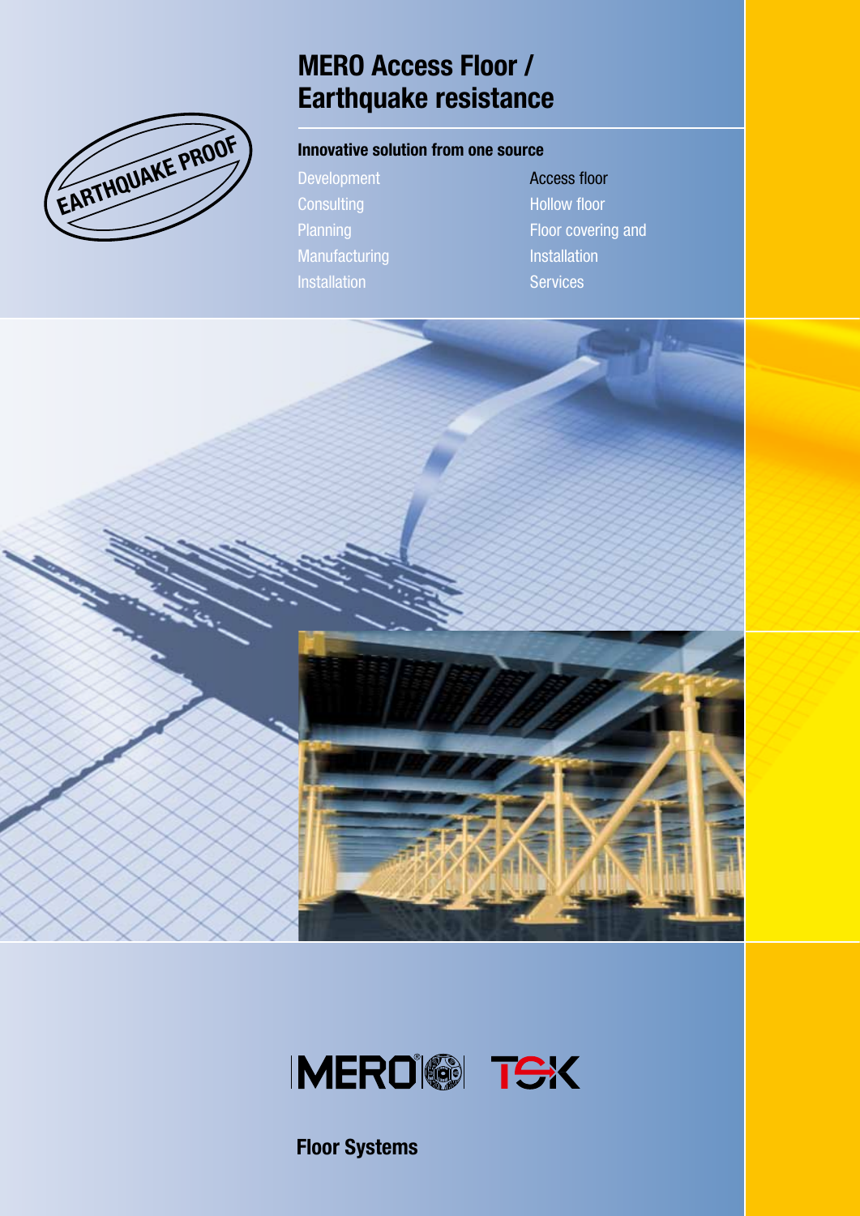EARTHQUAKE PROOF

# MERO Access Floor / Earthquake resistance

## Innovative solution from one source

Development
Consulting
Planning
Manufacturing
Installation

Access floor
Hollow floor
Floor covering and
Installation
Services

MERO TSK

**Floor Systems**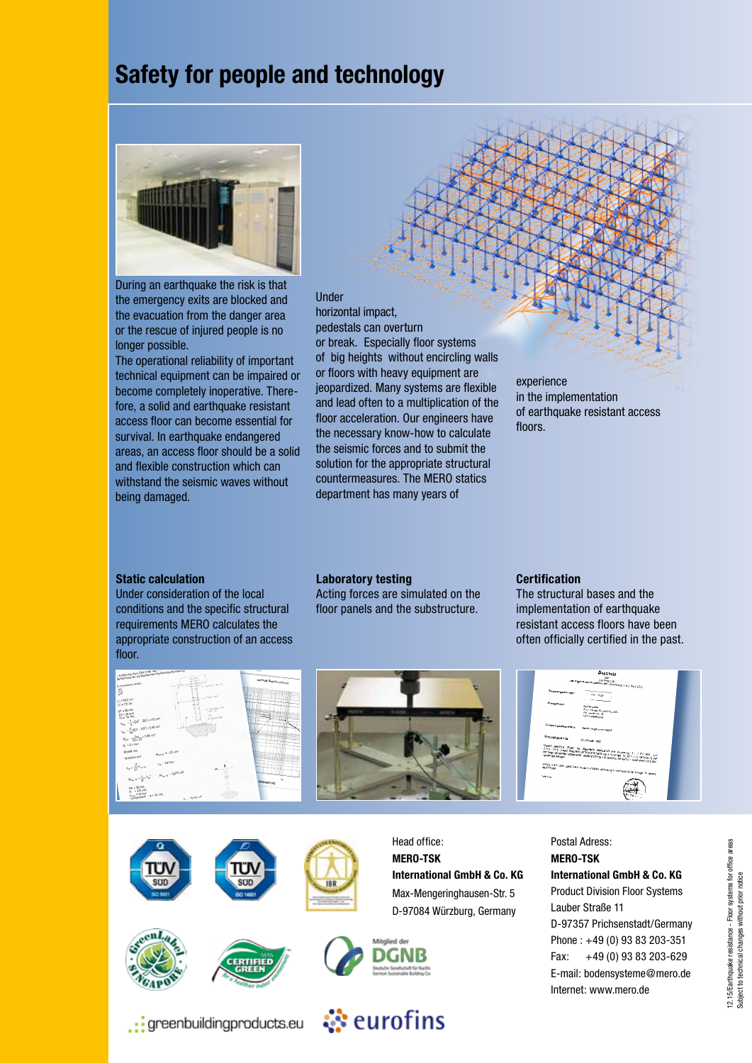# Safety for people and technology

During an earthquake the risk is that the emergency exits are blocked and the evacuation from the danger area or the rescue of injured people is no longer possible.
The operational reliability of important technical equipment can be impaired or become completely inoperative. Therefore, a solid and earthquake resistant access floor can become essential for survival. In earthquake endangered areas, an access floor should be a solid and flexible construction which can withstand the seismic waves without being damaged.

Under horizontal impact, pedestals can overturn or break. Especially floor systems of big heights without encircling walls or floors with heavy equipment are jeopardized. Many systems are flexible and lead often to a multiplication of the floor acceleration. Our engineers have the necessary know-how to calculate the seismic forces and to submit the solution for the appropriate structural countermeasures. The MERO statics department has many years of experience in the implementation of earthquake resistant access floors.

### Static calculation

Under consideration of the local conditions and the specific structural requirements MERO calculates the appropriate construction of an access floor.

### Laboratory testing

Acting forces are simulated on the floor panels and the substructure.

### Certification

The structural bases and the implementation of earthquake resistant access floors have been often officially certified in the past.

greenbuildingproducts.eu

eurofins

Head office:
**MERO-TSK**
**International GmbH & Co. KG**
Max-Mengeringhausen-Str. 5
D-97084 Würzburg, Germany

Postal Adress:
**MERO-TSK**
**International GmbH & Co. KG**
Product Division Floor Systems
Lauber Straße 11
D-97357 Prichsenstadt/Germany
Phone : +49 (0) 93 83 203-351
Fax: +49 (0) 93 83 203-629
E-mail: bodensysteme@mero.de
Internet: www.mero.de

12.15/Earthquake resistance - Floor systems for office areas
Subject to technical changes without prior notice